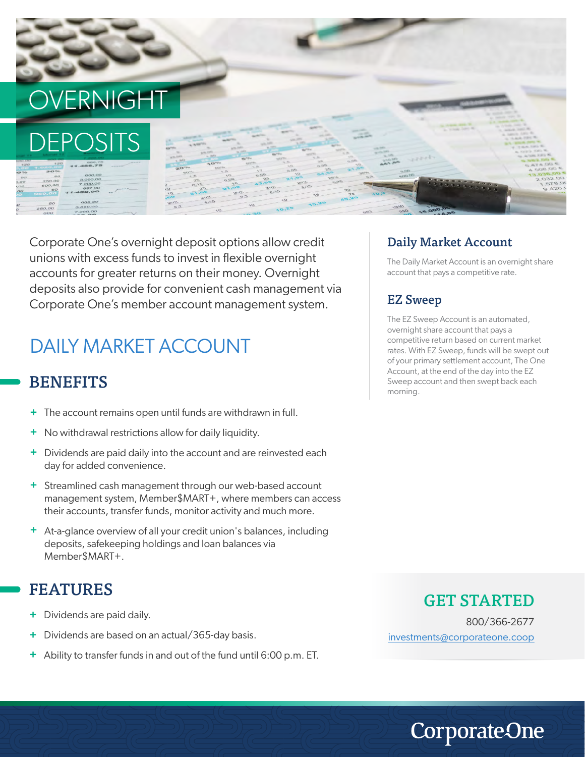# OVERNIGHT DEPOSITS

Corporate One's overnight deposit options allow credit unions with excess funds to invest in flexible overnight accounts for greater returns on their money. Overnight deposits also provide for convenient cash management via Corporate One's member account management system.

## DAILY MARKET ACCOUNT

### BENEFITS

- The account remains open until funds are withdrawn in full.
- No withdrawal restrictions allow for daily liquidity.
- Dividends are paid daily into the account and are reinvested each day for added convenience.
- Streamlined cash management through our web-based account management system, Member$MART+, where members can access their accounts, transfer funds, monitor activity and much more.
- At-a-glance overview of all your credit union's balances, including deposits, safekeeping holdings and loan balances via Member$MART+.

### FEATURES

- Dividends are paid daily.
- Dividends are based on an actual/365-day basis.
- Ability to transfer funds in and out of the fund until 6:00 p.m. ET.

### Daily Market Account

The Daily Market Account is an overnight share account that pays a competitive rate.

### EZ Sweep

The EZ Sweep Account is an automated, overnight share account that pays a competitive return based on current market rates. With EZ Sweep, funds will be swept out of your primary settlement account, The One Account, at the end of the day into the EZ Sweep account and then swept back each morning.

### GET STARTED

800/366-2677

investments@corporateone.coop

CorporateOne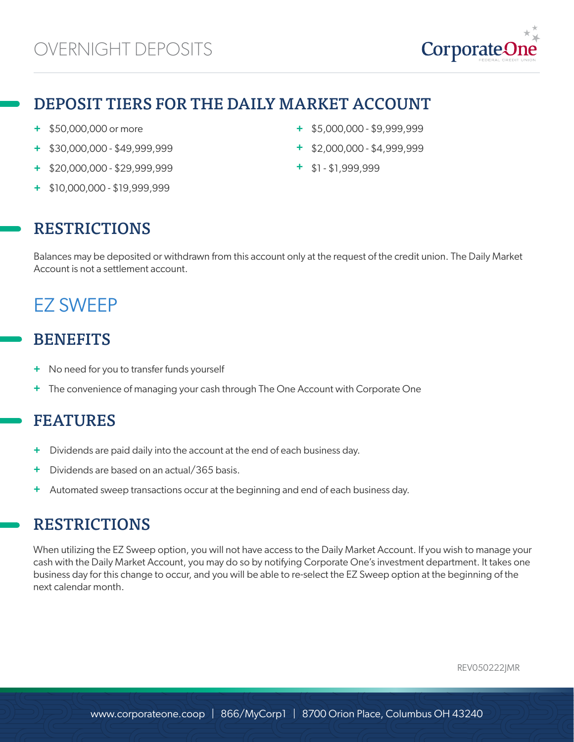# OVERNIGHT DEPOSITS

## DEPOSIT TIERS FOR THE DAILY MARKET ACCOUNT

- $50,000,000 or more
- $30,000,000 - $49,999,999
- $20,000,000 - $29,999,999
- $10,000,000 - $19,999,999
- $5,000,000 - $9,999,999
- $2,000,000 - $4,999,999
- $1 - $1,999,999

## RESTRICTIONS

Balances may be deposited or withdrawn from this account only at the request of the credit union. The Daily Market Account is not a settlement account.

# EZ SWEEP

## BENEFITS

- No need for you to transfer funds yourself
- The convenience of managing your cash through The One Account with Corporate One

## FEATURES

- Dividends are paid daily into the account at the end of each business day.
- Dividends are based on an actual/365 basis.
- Automated sweep transactions occur at the beginning and end of each business day.

## RESTRICTIONS

When utilizing the EZ Sweep option, you will not have access to the Daily Market Account. If you wish to manage your cash with the Daily Market Account, you may do so by notifying Corporate One's investment department. It takes one business day for this change to occur, and you will be able to re-select the EZ Sweep option at the beginning of the next calendar month.

REV050222JMR

www.corporateone.coop | 866/MyCorp1 | 8700 Orion Place, Columbus OH 43240